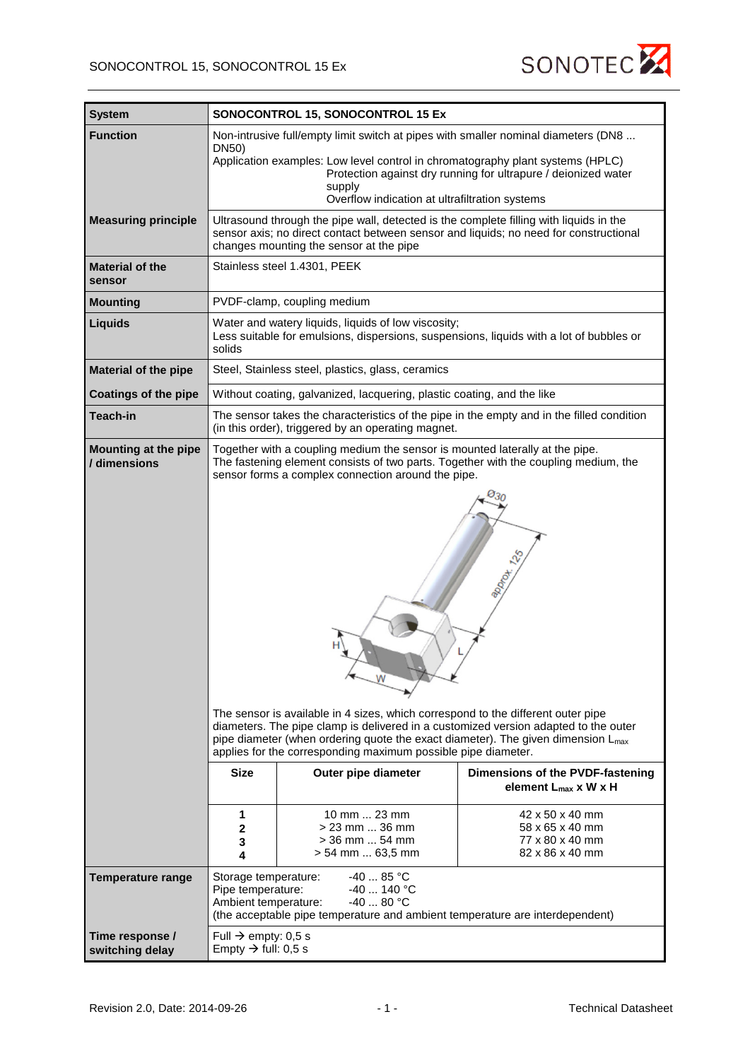| System | SONOCONTROL 15, SONOCONTROL 15 Ex |
|---|---|
| **Function** | Non-intrusive full/empty limit switch at pipes with smaller nominal diameters (DN8 ... DN50)<br>Application examples: Low level control in chromatography plant systems (HPLC)<br>Protection against dry running for ultrapure / deionized water supply<br>Overflow indication at ultrafiltration systems |
| **Measuring principle** | Ultrasound through the pipe wall, detected is the complete filling with liquids in the sensor axis; no direct contact between sensor and liquids; no need for constructional changes mounting the sensor at the pipe |
| **Material of the sensor** | Stainless steel 1.4301, PEEK |
| **Mounting** | PVDF-clamp, coupling medium |
| **Liquids** | Water and watery liquids, liquids of low viscosity;<br>Less suitable for emulsions, dispersions, suspensions, liquids with a lot of bubbles or solids |
| **Material of the pipe** | Steel, Stainless steel, plastics, glass, ceramics |
| **Coatings of the pipe** | Without coating, galvanized, lacquering, plastic coating, and the like |
| **Teach-in** | The sensor takes the characteristics of the pipe in the empty and in the filled condition (in this order), triggered by an operating magnet. |
| **Mounting at the pipe / dimensions** | Together with a coupling medium the sensor is mounted laterally at the pipe. The fastening element consists of two parts. Together with the coupling medium, the sensor forms a complex connection around the pipe.<br><br>The sensor is available in 4 sizes, which correspond to the different outer pipe diameters. The pipe clamp is delivered in a customized version adapted to the outer pipe diameter (when ordering quote the exact diameter). The given dimension $L_{max}$ applies for the corresponding maximum possible pipe diameter. |
| **Temperature range** | Storage temperature: -40 ... 85 °C<br>Pipe temperature: -40 ... 140 °C<br>Ambient temperature: -40 ... 80 °C<br>(the acceptable pipe temperature and ambient temperature are interdependent) |
| **Time response / switching delay** | Full → empty: 0,5 s<br>Empty → full: 0,5 s |

| Size | Outer pipe diameter | Dimensions of the PVDF-fastening element $L_{max}$ x W x H |
|---|---|---|
| 1 | 10 mm ... 23 mm | 42 x 50 x 40 mm |
| 2 | > 23 mm ... 36 mm | 58 x 65 x 40 mm |
| 3 | > 36 mm ... 54 mm | 77 x 80 x 40 mm |
| 4 | > 54 mm ... 63,5 mm | 82 x 86 x 40 mm |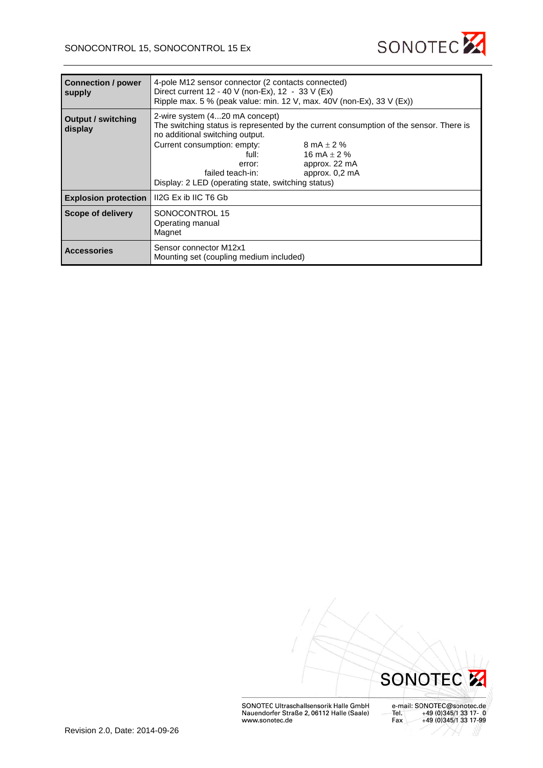| | |
|---|---|
| **Connection / power supply** | 4-pole M12 sensor connector (2 contacts connected)<br>Direct current 12 - 40 V (non-Ex), 12 - 33 V (Ex)<br>Ripple max. 5 % (peak value: min. 12 V, max. 40V (non-Ex), 33 V (Ex)) |
| **Output / switching display** | 2-wire system (4...20 mA concept)<br>The switching status is represented by the current consumption of the sensor. There is no additional switching output.<br>Current consumption: empty: 8 mA ± 2 %<br>full: 16 mA ± 2 %<br>error: approx. 22 mA<br>failed teach-in: approx. 0,2 mA<br>Display: 2 LED (operating state, switching status) |
| **Explosion protection** | II2G Ex ib IIC T6 Gb |
| **Scope of delivery** | SONOCONTROL 15<br>Operating manual<br>Magnet |
| **Accessories** | Sensor connector M12x1<br>Mounting set (coupling medium included) |

SONOTEC Ultraschallsensorik Halle GmbH
Nauendorfer Straße 2, 06112 Halle (Saale)
www.sonotec.de

e-mail: SONOTEC@sonotec.de
Tel. +49 (0)345/1 33 17- 0
Fax +49 (0)345/1 33 17-99

Revision 2.0, Date: 2014-09-26